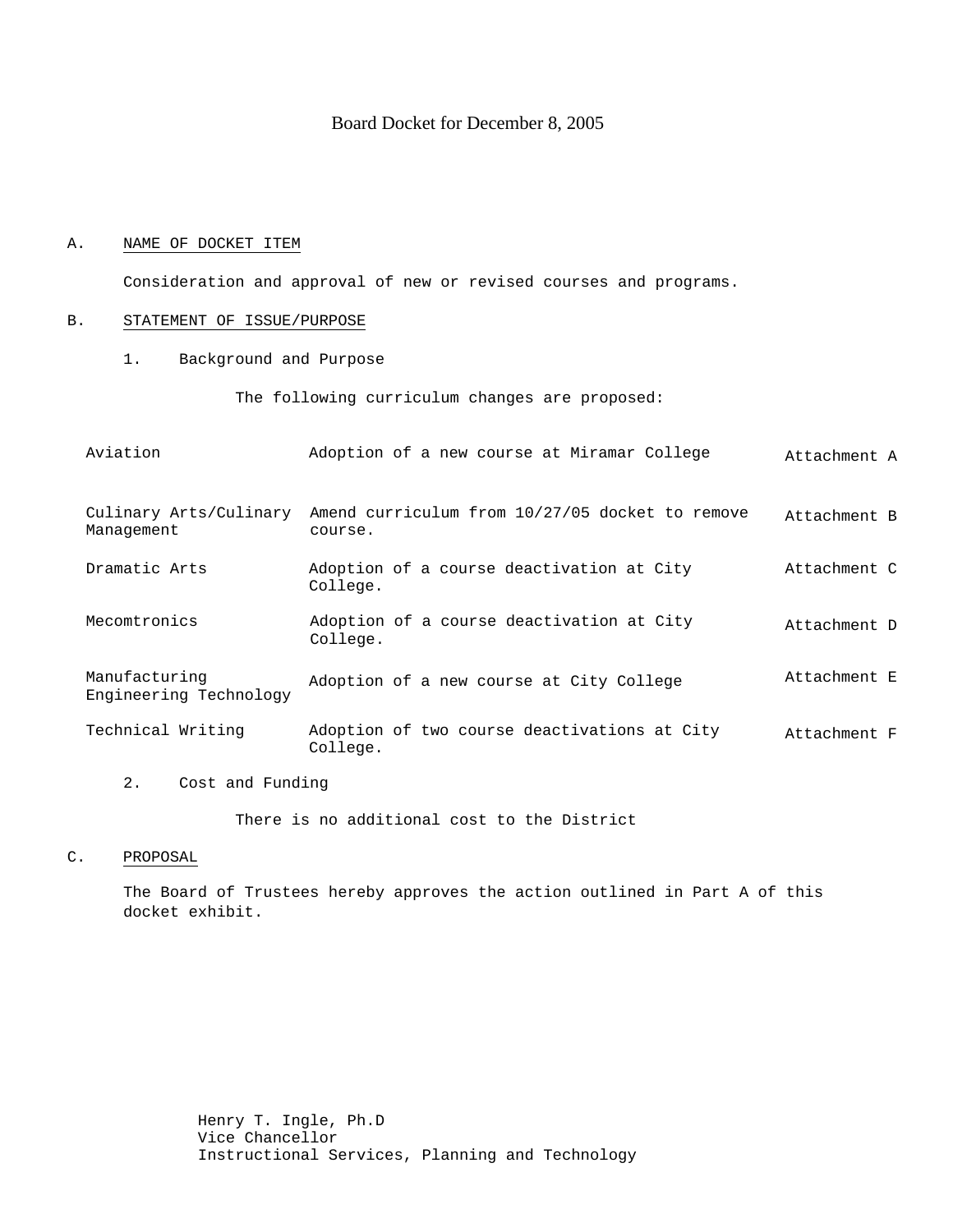# Board Docket for December 8, 2005

A. NAME OF DOCKET ITEM

Consideration and approval of new or revised courses and programs.

B. STATEMENT OF ISSUE/PURPOSE

1. Background and Purpose

The following curriculum changes are proposed:

| | | |
|---|---|---|
| Aviation | Adoption of a new course at Miramar College | Attachment A |
| Culinary Arts/Culinary Management | Amend curriculum from 10/27/05 docket to remove course. | Attachment B |
| Dramatic Arts | Adoption of a course deactivation at City College. | Attachment C |
| Mecomtronics | Adoption of a course deactivation at City College. | Attachment D |
| Manufacturing Engineering Technology | Adoption of a new course at City College | Attachment E |
| Technical Writing | Adoption of two course deactivations at City College. | Attachment F |

2. Cost and Funding

There is no additional cost to the District

C. PROPOSAL

The Board of Trustees hereby approves the action outlined in Part A of this docket exhibit.

Henry T. Ingle, Ph.D
Vice Chancellor
Instructional Services, Planning and Technology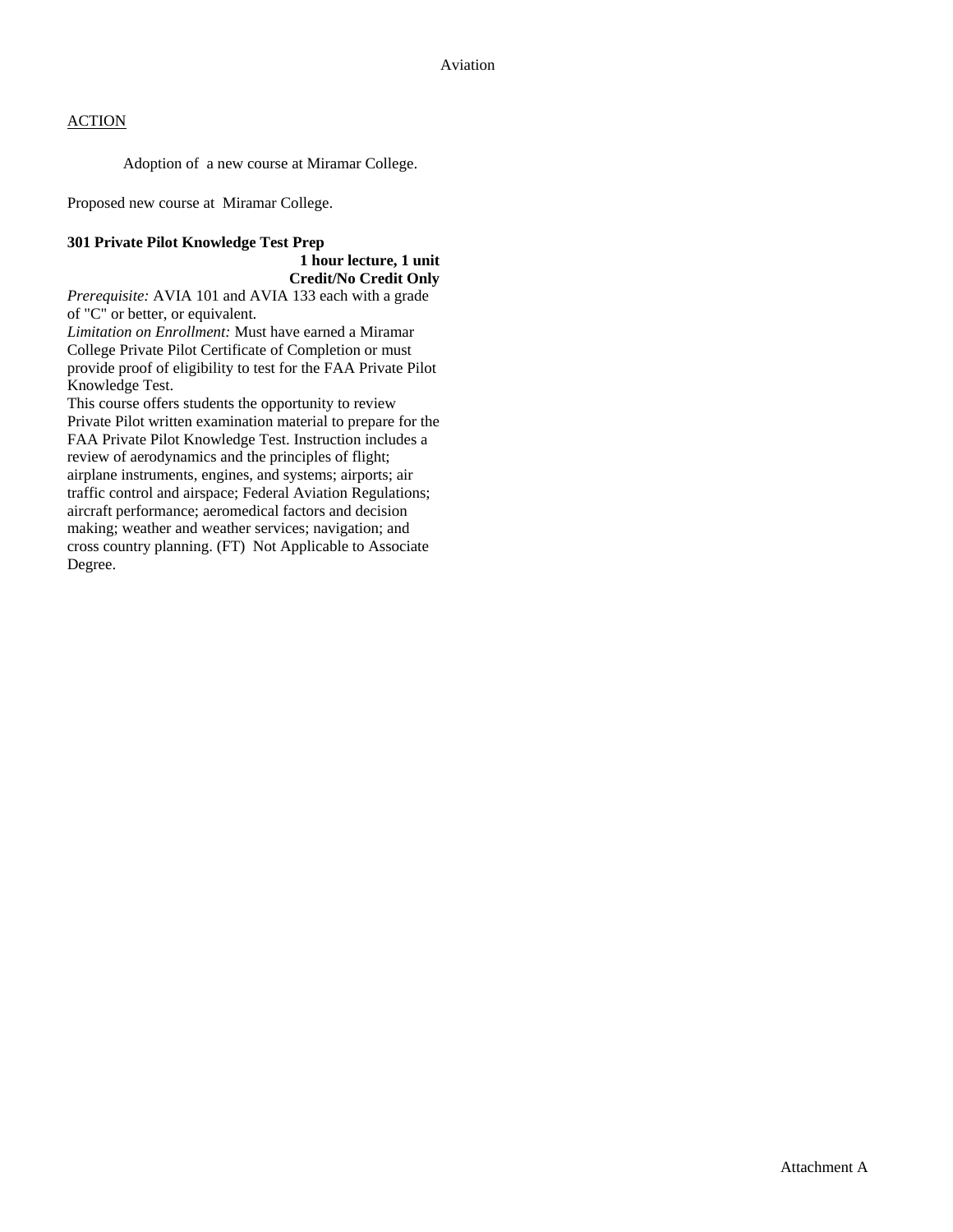Aviation

ACTION

Adoption of a new course at Miramar College.

Proposed new course at Miramar College.

**301 Private Pilot Knowledge Test Prep**

**1 hour lecture, 1 unit**
**Credit/No Credit Only**

*Prerequisite:* AVIA 101 and AVIA 133 each with a grade of "C" or better, or equivalent.
*Limitation on Enrollment:* Must have earned a Miramar College Private Pilot Certificate of Completion or must provide proof of eligibility to test for the FAA Private Pilot Knowledge Test.
This course offers students the opportunity to review Private Pilot written examination material to prepare for the FAA Private Pilot Knowledge Test. Instruction includes a review of aerodynamics and the principles of flight; airplane instruments, engines, and systems; airports; air traffic control and airspace; Federal Aviation Regulations; aircraft performance; aeromedical factors and decision making; weather and weather services; navigation; and cross country planning. (FT) Not Applicable to Associate Degree.

Attachment A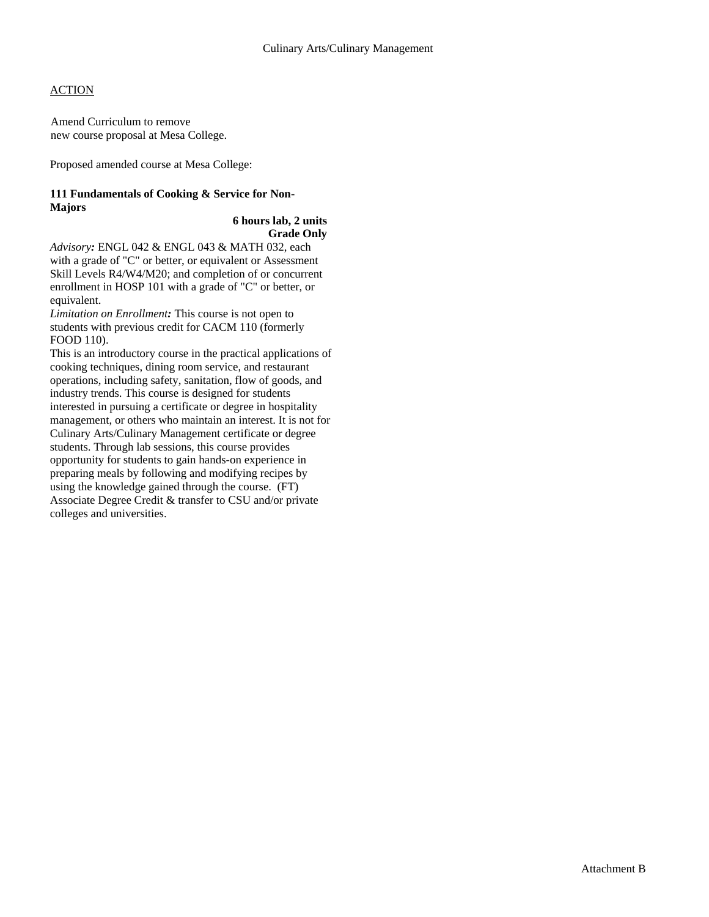Culinary Arts/Culinary Management

ACTION

Amend Curriculum to remove
new course proposal at Mesa College.

Proposed amended course at Mesa College:

**111 Fundamentals of Cooking & Service for Non-Majors**

**6 hours lab, 2 units**
**Grade Only**

*Advisory:* ENGL 042 & ENGL 043 & MATH 032, each with a grade of "C" or better, or equivalent or Assessment Skill Levels R4/W4/M20; and completion of or concurrent enrollment in HOSP 101 with a grade of "C" or better, or equivalent.
*Limitation on Enrollment:* This course is not open to students with previous credit for CACM 110 (formerly FOOD 110).
This is an introductory course in the practical applications of cooking techniques, dining room service, and restaurant operations, including safety, sanitation, flow of goods, and industry trends. This course is designed for students interested in pursuing a certificate or degree in hospitality management, or others who maintain an interest. It is not for Culinary Arts/Culinary Management certificate or degree students. Through lab sessions, this course provides opportunity for students to gain hands-on experience in preparing meals by following and modifying recipes by using the knowledge gained through the course. (FT)
Associate Degree Credit & transfer to CSU and/or private colleges and universities.

Attachment B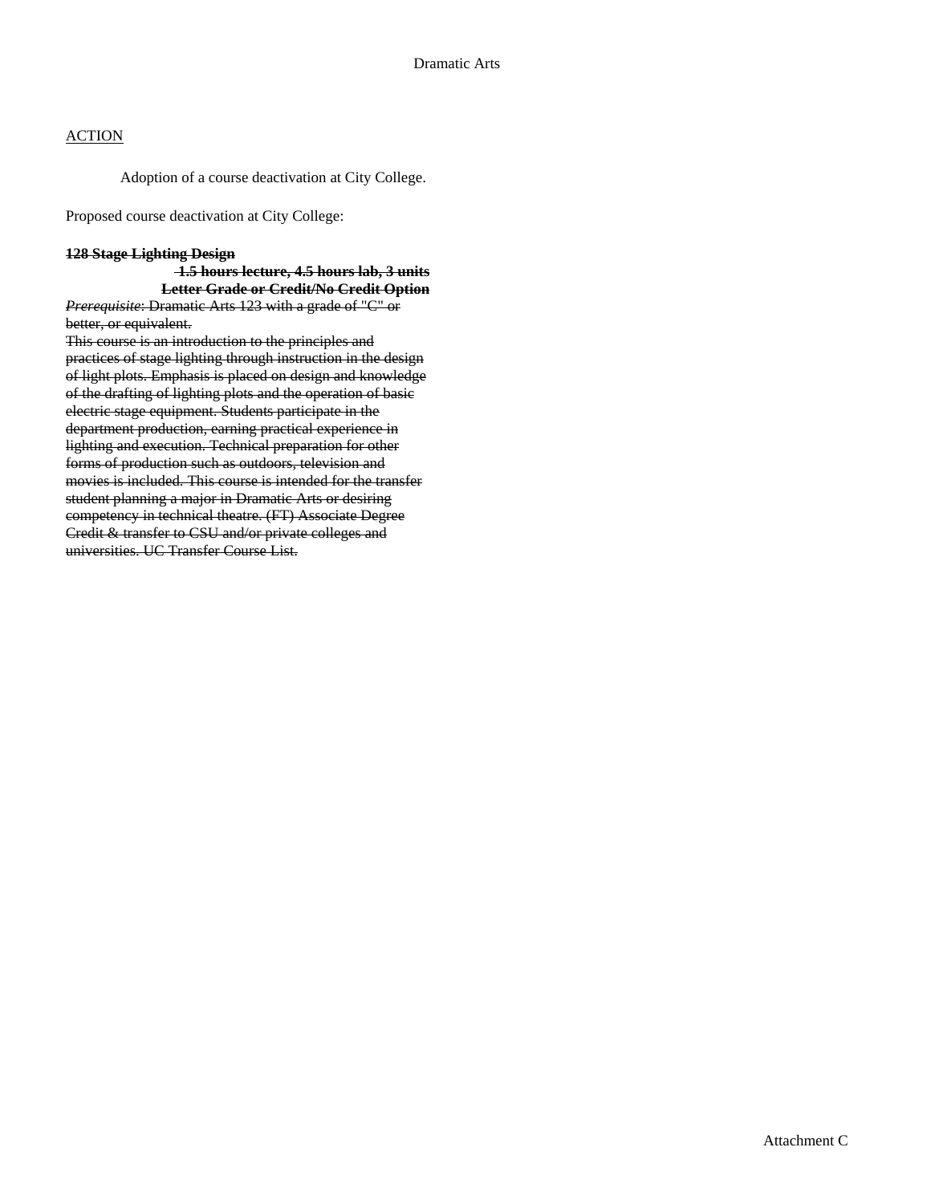Dramatic Arts

<u>ACTION</u>

Adoption of a course deactivation at City College.

Proposed course deactivation at City College:

~~**128 Stage Lighting Design**~~

~~**1.5 hours lecture, 4.5 hours lab, 3 units**~~
~~**Letter Grade or Credit/No Credit Option**~~

~~*Prerequisite*: Dramatic Arts 123 with a grade of "C" or better, or equivalent.~~

~~This course is an introduction to the principles and practices of stage lighting through instruction in the design of light plots. Emphasis is placed on design and knowledge of the drafting of lighting plots and the operation of basic electric stage equipment. Students participate in the department production, earning practical experience in lighting and execution. Technical preparation for other forms of production such as outdoors, television and movies is included. This course is intended for the transfer student planning a major in Dramatic Arts or desiring competency in technical theatre. (FT) Associate Degree Credit & transfer to CSU and/or private colleges and universities. UC Transfer Course List.~~

Attachment C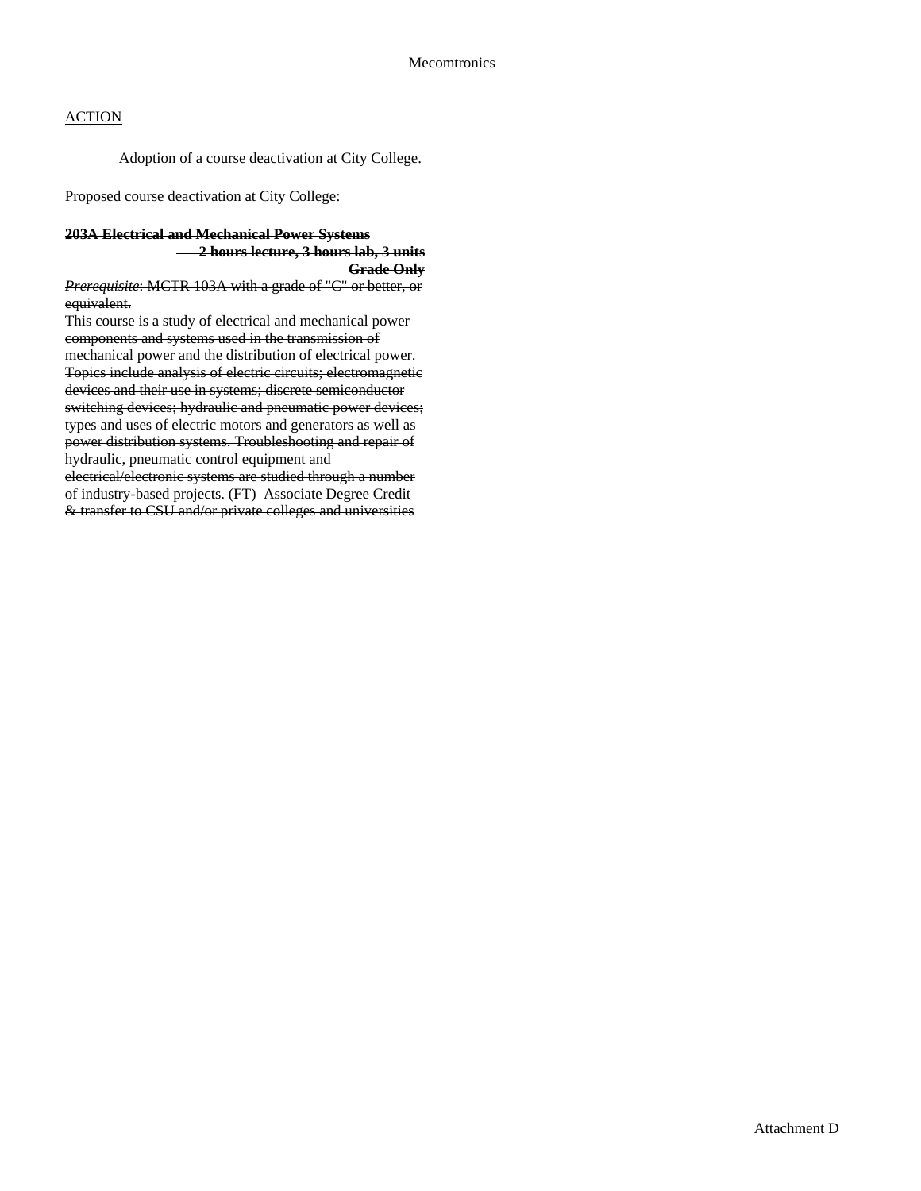Mecomtronics

ACTION

Adoption of a course deactivation at City College.

Proposed course deactivation at City College:

~~**203A Electrical and Mechanical Power Systems**~~
~~**2 hours lecture, 3 hours lab, 3 units**~~
~~**Grade Only**~~
~~*Prerequisite*: MCTR 103A with a grade of "C" or better, or equivalent.~~
~~This course is a study of electrical and mechanical power components and systems used in the transmission of mechanical power and the distribution of electrical power. Topics include analysis of electric circuits; electromagnetic devices and their use in systems; discrete semiconductor switching devices; hydraulic and pneumatic power devices; types and uses of electric motors and generators as well as power distribution systems. Troubleshooting and repair of hydraulic, pneumatic control equipment and electrical/electronic systems are studied through a number of industry-based projects. (FT) Associate Degree Credit & transfer to CSU and/or private colleges and universities~~

Attachment D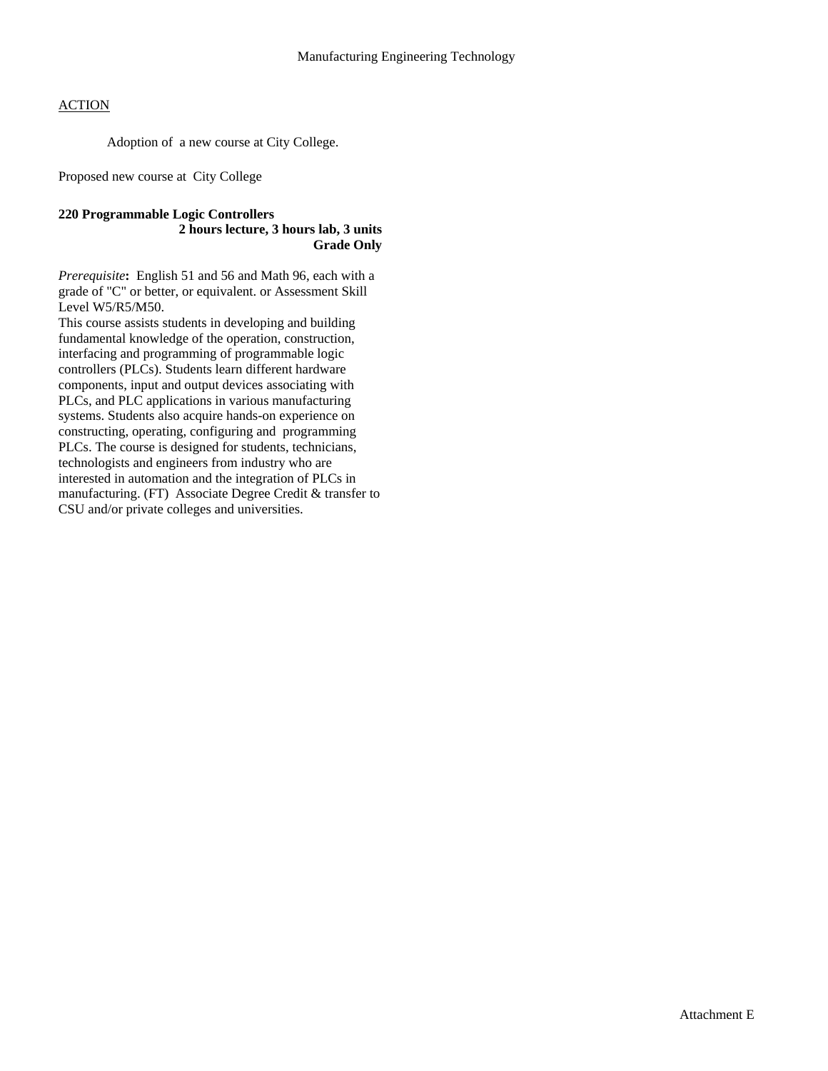Manufacturing Engineering Technology

ACTION

Adoption of a new course at City College.

Proposed new course at City College

**220 Programmable Logic Controllers**
**2 hours lecture, 3 hours lab, 3 units**
**Grade Only**

*Prerequisite***:** English 51 and 56 and Math 96, each with a grade of "C" or better, or equivalent. or Assessment Skill Level W5/R5/M50.
This course assists students in developing and building fundamental knowledge of the operation, construction, interfacing and programming of programmable logic controllers (PLCs). Students learn different hardware components, input and output devices associating with PLCs, and PLC applications in various manufacturing systems. Students also acquire hands-on experience on constructing, operating, configuring and programming PLCs. The course is designed for students, technicians, technologists and engineers from industry who are interested in automation and the integration of PLCs in manufacturing. (FT) Associate Degree Credit & transfer to CSU and/or private colleges and universities.

Attachment E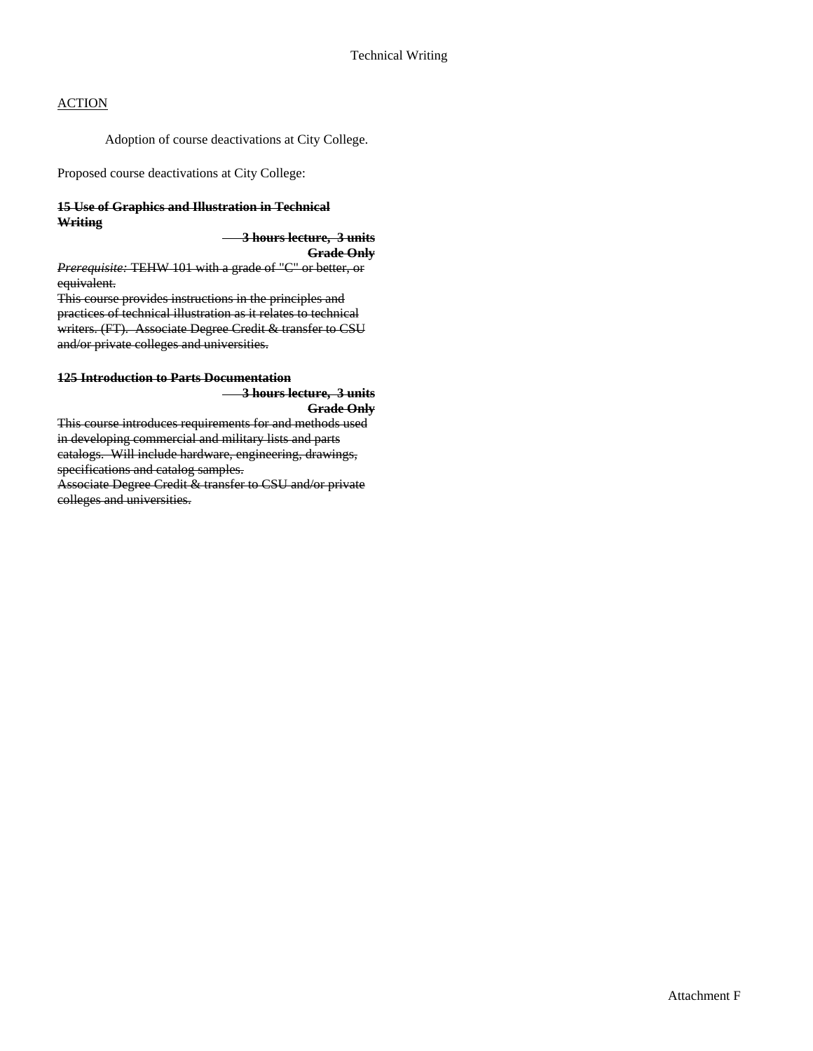Technical Writing

<u>ACTION</u>

Adoption of course deactivations at City College.

Proposed course deactivations at City College:

**~~15 Use of Graphics and Illustration in Technical Writing~~**

**~~3 hours lecture, 3 units~~**
**~~Grade Only~~**

~~*Prerequisite:* TEHW 101 with a grade of "C" or better, or equivalent.~~
~~This course provides instructions in the principles and practices of technical illustration as it relates to technical writers. (FT). Associate Degree Credit & transfer to CSU and/or private colleges and universities.~~

**~~125 Introduction to Parts Documentation~~**

**~~3 hours lecture, 3 units~~**
**~~Grade Only~~**

~~This course introduces requirements for and methods used in developing commercial and military lists and parts catalogs. Will include hardware, engineering, drawings, specifications and catalog samples.~~
~~Associate Degree Credit & transfer to CSU and/or private colleges and universities.~~